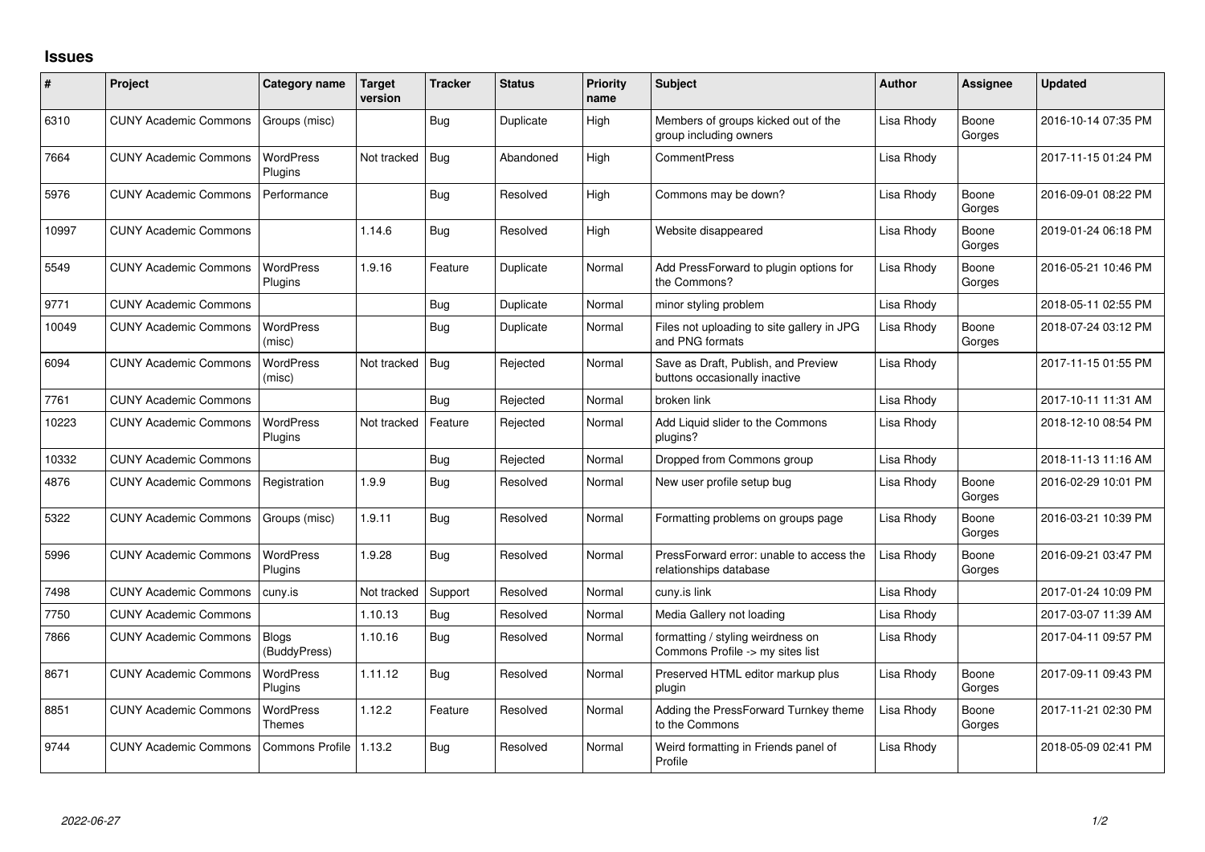## Issues

| # | Project | Category name | Target version | Tracker | Status | Priority name | Subject | Author | Assignee | Updated |
|---|---|---|---|---|---|---|---|---|---|---|
| 6310 | CUNY Academic Commons | Groups (misc) | | Bug | Duplicate | High | Members of groups kicked out of the group including owners | Lisa Rhody | Boone Gorges | 2016-10-14 07:35 PM |
| 7664 | CUNY Academic Commons | WordPress Plugins | Not tracked | Bug | Abandoned | High | CommentPress | Lisa Rhody | | 2017-11-15 01:24 PM |
| 5976 | CUNY Academic Commons | Performance | | Bug | Resolved | High | Commons may be down? | Lisa Rhody | Boone Gorges | 2016-09-01 08:22 PM |
| 10997 | CUNY Academic Commons | | 1.14.6 | Bug | Resolved | High | Website disappeared | Lisa Rhody | Boone Gorges | 2019-01-24 06:18 PM |
| 5549 | CUNY Academic Commons | WordPress Plugins | 1.9.16 | Feature | Duplicate | Normal | Add PressForward to plugin options for the Commons? | Lisa Rhody | Boone Gorges | 2016-05-21 10:46 PM |
| 9771 | CUNY Academic Commons | | | Bug | Duplicate | Normal | minor styling problem | Lisa Rhody | | 2018-05-11 02:55 PM |
| 10049 | CUNY Academic Commons | WordPress (misc) | | Bug | Duplicate | Normal | Files not uploading to site gallery in JPG and PNG formats | Lisa Rhody | Boone Gorges | 2018-07-24 03:12 PM |
| 6094 | CUNY Academic Commons | WordPress (misc) | Not tracked | Bug | Rejected | Normal | Save as Draft, Publish, and Preview buttons occasionally inactive | Lisa Rhody | | 2017-11-15 01:55 PM |
| 7761 | CUNY Academic Commons | | | Bug | Rejected | Normal | broken link | Lisa Rhody | | 2017-10-11 11:31 AM |
| 10223 | CUNY Academic Commons | WordPress Plugins | Not tracked | Feature | Rejected | Normal | Add Liquid slider to the Commons plugins? | Lisa Rhody | | 2018-12-10 08:54 PM |
| 10332 | CUNY Academic Commons | | | Bug | Rejected | Normal | Dropped from Commons group | Lisa Rhody | | 2018-11-13 11:16 AM |
| 4876 | CUNY Academic Commons | Registration | 1.9.9 | Bug | Resolved | Normal | New user profile setup bug | Lisa Rhody | Boone Gorges | 2016-02-29 10:01 PM |
| 5322 | CUNY Academic Commons | Groups (misc) | 1.9.11 | Bug | Resolved | Normal | Formatting problems on groups page | Lisa Rhody | Boone Gorges | 2016-03-21 10:39 PM |
| 5996 | CUNY Academic Commons | WordPress Plugins | 1.9.28 | Bug | Resolved | Normal | PressForward error: unable to access the relationships database | Lisa Rhody | Boone Gorges | 2016-09-21 03:47 PM |
| 7498 | CUNY Academic Commons | cuny.is | Not tracked | Support | Resolved | Normal | cuny.is link | Lisa Rhody | | 2017-01-24 10:09 PM |
| 7750 | CUNY Academic Commons | | 1.10.13 | Bug | Resolved | Normal | Media Gallery not loading | Lisa Rhody | | 2017-03-07 11:39 AM |
| 7866 | CUNY Academic Commons | Blogs (BuddyPress) | 1.10.16 | Bug | Resolved | Normal | formatting / styling weirdness on Commons Profile -> my sites list | Lisa Rhody | | 2017-04-11 09:57 PM |
| 8671 | CUNY Academic Commons | WordPress Plugins | 1.11.12 | Bug | Resolved | Normal | Preserved HTML editor markup plus plugin | Lisa Rhody | Boone Gorges | 2017-09-11 09:43 PM |
| 8851 | CUNY Academic Commons | WordPress Themes | 1.12.2 | Feature | Resolved | Normal | Adding the PressForward Turnkey theme to the Commons | Lisa Rhody | Boone Gorges | 2017-11-21 02:30 PM |
| 9744 | CUNY Academic Commons | Commons Profile | 1.13.2 | Bug | Resolved | Normal | Weird formatting in Friends panel of Profile | Lisa Rhody | | 2018-05-09 02:41 PM |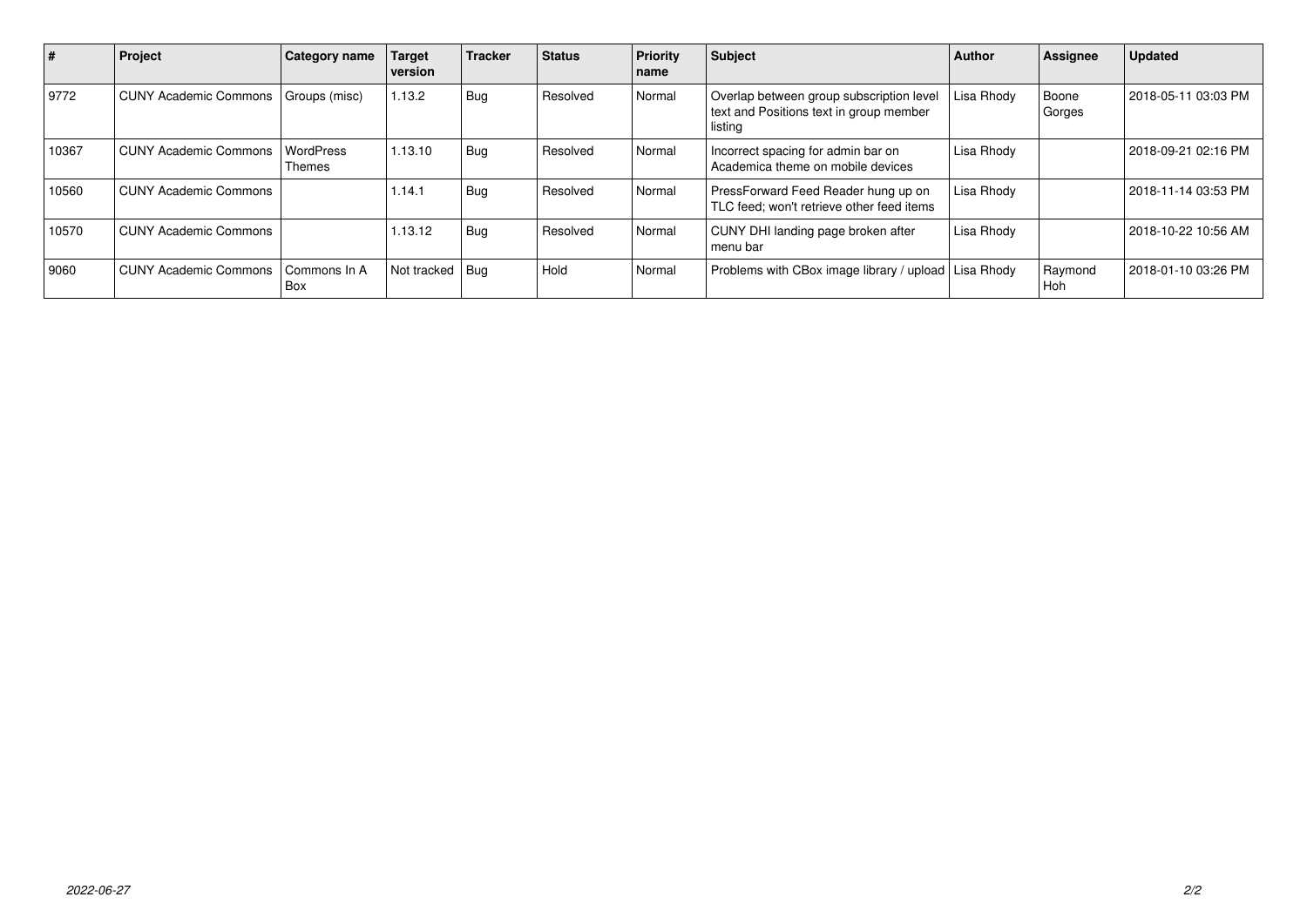| # | Project | Category name | Target version | Tracker | Status | Priority name | Subject | Author | Assignee | Updated |
|---|---|---|---|---|---|---|---|---|---|---|
| 9772 | CUNY Academic Commons | Groups (misc) | 1.13.2 | Bug | Resolved | Normal | Overlap between group subscription level text and Positions text in group member listing | Lisa Rhody | Boone Gorges | 2018-05-11 03:03 PM |
| 10367 | CUNY Academic Commons | WordPress Themes | 1.13.10 | Bug | Resolved | Normal | Incorrect spacing for admin bar on Academica theme on mobile devices | Lisa Rhody | | 2018-09-21 02:16 PM |
| 10560 | CUNY Academic Commons | | 1.14.1 | Bug | Resolved | Normal | PressForward Feed Reader hung up on TLC feed; won't retrieve other feed items | Lisa Rhody | | 2018-11-14 03:53 PM |
| 10570 | CUNY Academic Commons | | 1.13.12 | Bug | Resolved | Normal | CUNY DHI landing page broken after menu bar | Lisa Rhody | | 2018-10-22 10:56 AM |
| 9060 | CUNY Academic Commons | Commons In A Box | Not tracked | Bug | Hold | Normal | Problems with CBox image library / upload | Lisa Rhody | Raymond Hoh | 2018-01-10 03:26 PM |